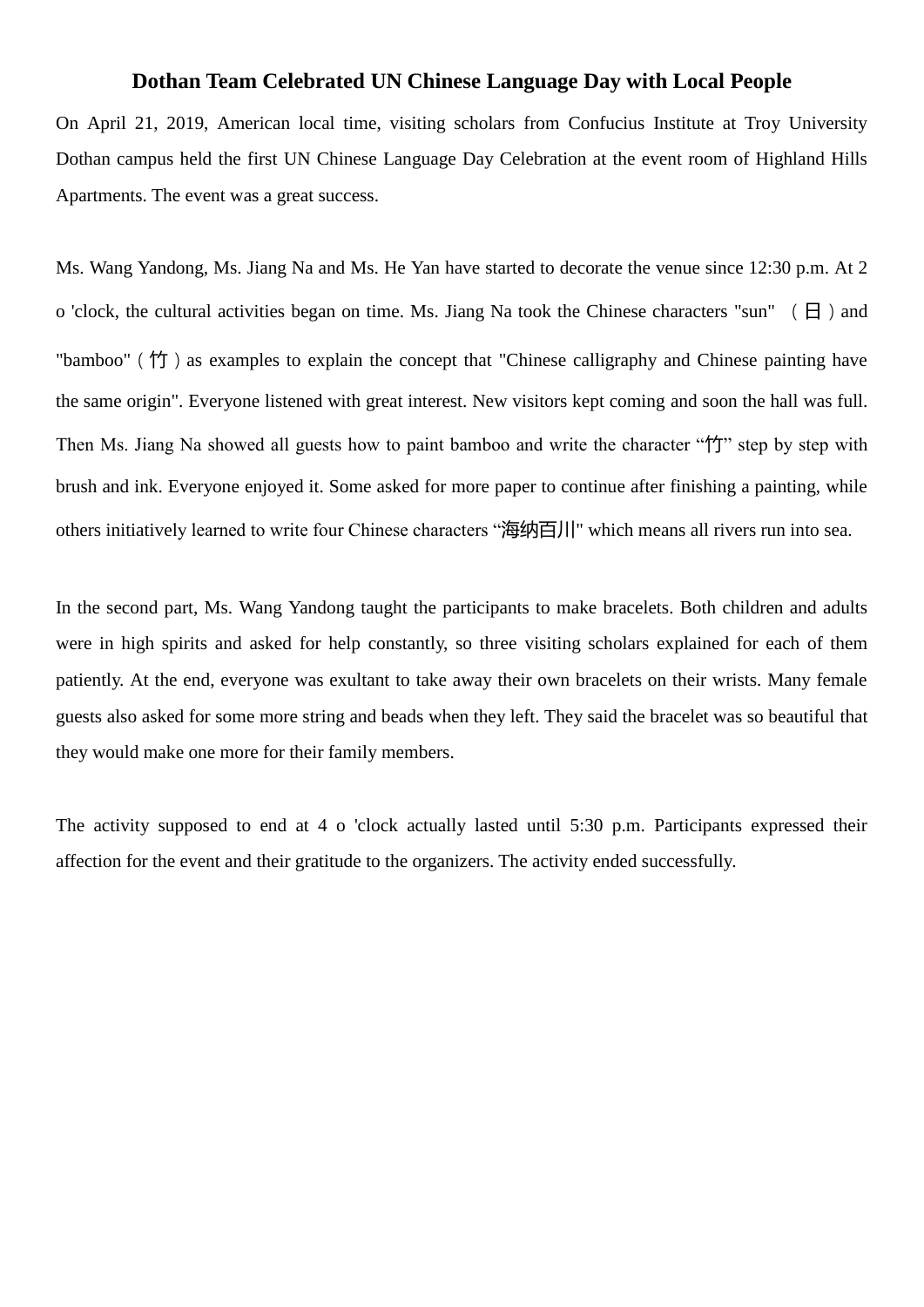# Dothan Team Celebrated UN Chinese Language Day with Local People

On April 21, 2019, American local time, visiting scholars from Confucius Institute at Troy University Dothan campus held the first UN Chinese Language Day Celebration at the event room of Highland Hills Apartments. The event was a great success.

Ms. Wang Yandong, Ms. Jiang Na and Ms. He Yan have started to decorate the venue since 12:30 p.m. At 2 o 'clock, the cultural activities began on time. Ms. Jiang Na took the Chinese characters "sun" （日）and "bamboo"（竹）as examples to explain the concept that "Chinese calligraphy and Chinese painting have the same origin". Everyone listened with great interest. New visitors kept coming and soon the hall was full. Then Ms. Jiang Na showed all guests how to paint bamboo and write the character “竹” step by step with brush and ink. Everyone enjoyed it. Some asked for more paper to continue after finishing a painting, while others initiatively learned to write four Chinese characters “海纳百川" which means all rivers run into sea.

In the second part, Ms. Wang Yandong taught the participants to make bracelets. Both children and adults were in high spirits and asked for help constantly, so three visiting scholars explained for each of them patiently. At the end, everyone was exultant to take away their own bracelets on their wrists. Many female guests also asked for some more string and beads when they left. They said the bracelet was so beautiful that they would make one more for their family members.

The activity supposed to end at 4 o 'clock actually lasted until 5:30 p.m. Participants expressed their affection for the event and their gratitude to the organizers. The activity ended successfully.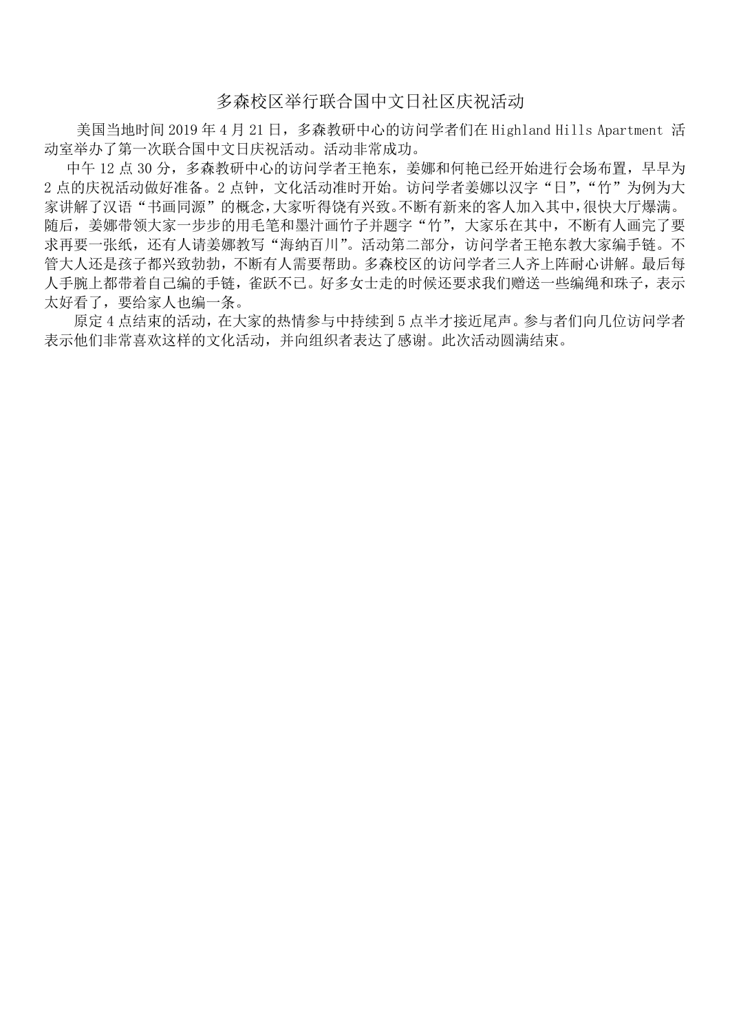# 多森校区举行联合国中文日社区庆祝活动

美国当地时间 2019 年 4 月 21 日，多森教研中心的访问学者们在 Highland Hills Apartment 活动室举办了第一次联合国中文日庆祝活动。活动非常成功。

中午 12 点 30 分，多森教研中心的访问学者王艳东，姜娜和何艳已经开始进行会场布置，早早为 2 点的庆祝活动做好准备。2 点钟，文化活动准时开始。访问学者姜娜以汉字“日”，“竹”为例为大家讲解了汉语“书画同源”的概念，大家听得饶有兴致。不断有新来的客人加入其中，很快大厅爆满。随后，姜娜带领大家一步步的用毛笔和墨汁画竹子并题字“竹”，大家乐在其中，不断有人画完了要求再要一张纸，还有人请姜娜教写“海纳百川”。活动第二部分，访问学者王艳东教大家编手链。不管大人还是孩子都兴致勃勃，不断有人需要帮助。多森校区的访问学者三人齐上阵耐心讲解。最后每人手腕上都带着自己编的手链，雀跃不已。好多女士走的时候还要求我们赠送一些编绳和珠子，表示太好看了，要给家人也编一条。

原定 4 点结束的活动，在大家的热情参与中持续到 5 点半才接近尾声。参与者们向几位访问学者表示他们非常喜欢这样的文化活动，并向组织者表达了感谢。此次活动圆满结束。